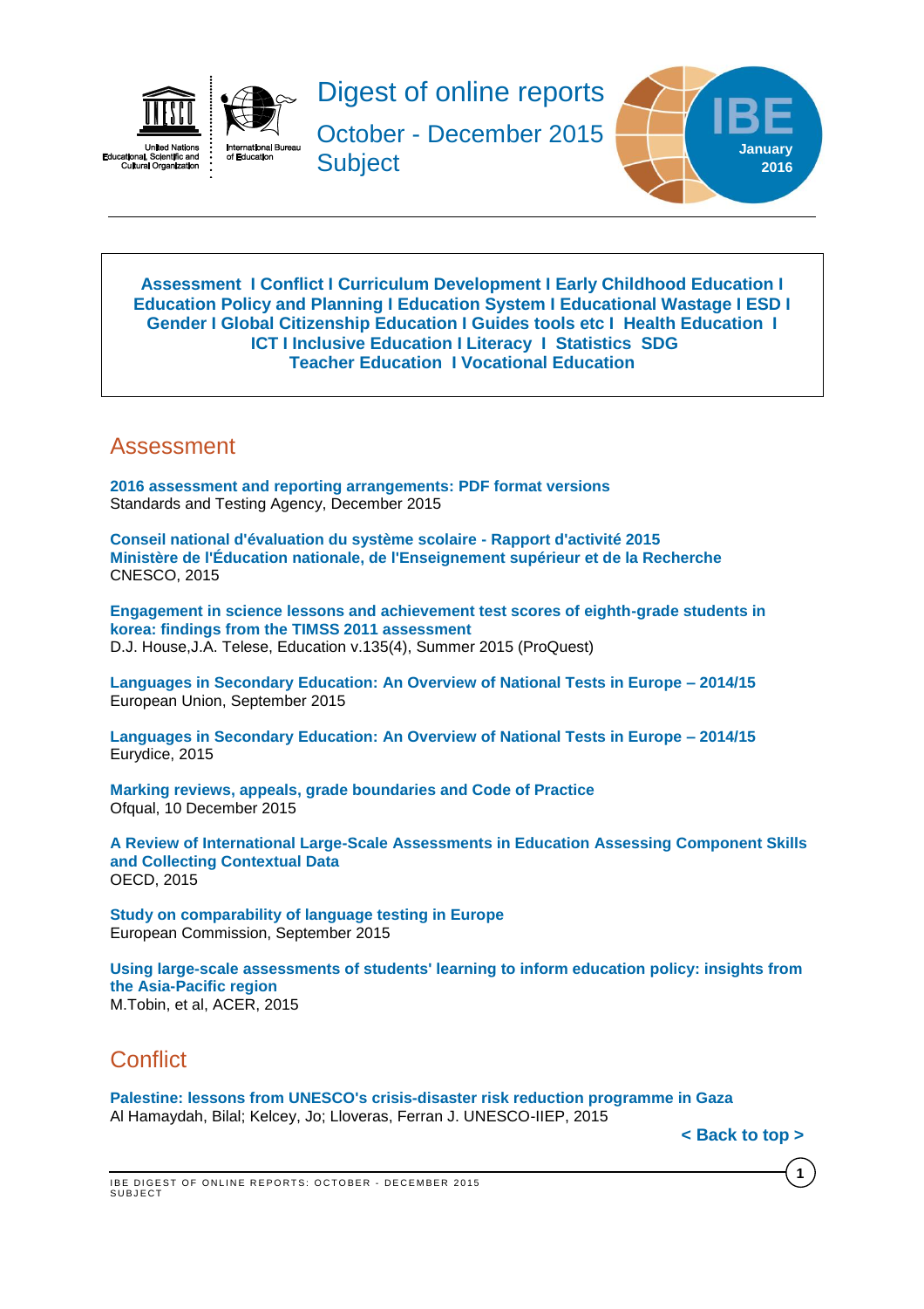# Digest of online reports

October - December 2015

Subject

IBE January 2016

**Assessment I Conflict I Curriculum Development I Early Childhood Education I Education Policy and Planning I Education System I Educational Wastage I ESD I Gender I Global Citizenship Education I Guides tools etc I Health Education I ICT I Inclusive Education I Literacy I Statistics SDG Teacher Education I Vocational Education**

## Assessment

**2016 assessment and reporting arrangements: PDF format versions**
Standards and Testing Agency, December 2015

**Conseil national d'évaluation du système scolaire - Rapport d'activité 2015 Ministère de l'Éducation nationale, de l'Enseignement supérieur et de la Recherche**
CNESCO, 2015

**Engagement in science lessons and achievement test scores of eighth-grade students in korea: findings from the TIMSS 2011 assessment**
D.J. House,J.A. Telese, Education v.135(4), Summer 2015 (ProQuest)

**Languages in Secondary Education: An Overview of National Tests in Europe – 2014/15**
European Union, September 2015

**Languages in Secondary Education: An Overview of National Tests in Europe – 2014/15**
Eurydice, 2015

**Marking reviews, appeals, grade boundaries and Code of Practice**
Ofqual, 10 December 2015

**A Review of International Large-Scale Assessments in Education Assessing Component Skills and Collecting Contextual Data**
OECD, 2015

**Study on comparability of language testing in Europe**
European Commission, September 2015

**Using large-scale assessments of students' learning to inform education policy: insights from the Asia-Pacific region**
M.Tobin, et al, ACER, 2015

## Conflict

**Palestine: lessons from UNESCO's crisis-disaster risk reduction programme in Gaza**
Al Hamaydah, Bilal; Kelcey, Jo; Lloveras, Ferran J. UNESCO-IIEP, 2015

**< Back to top >**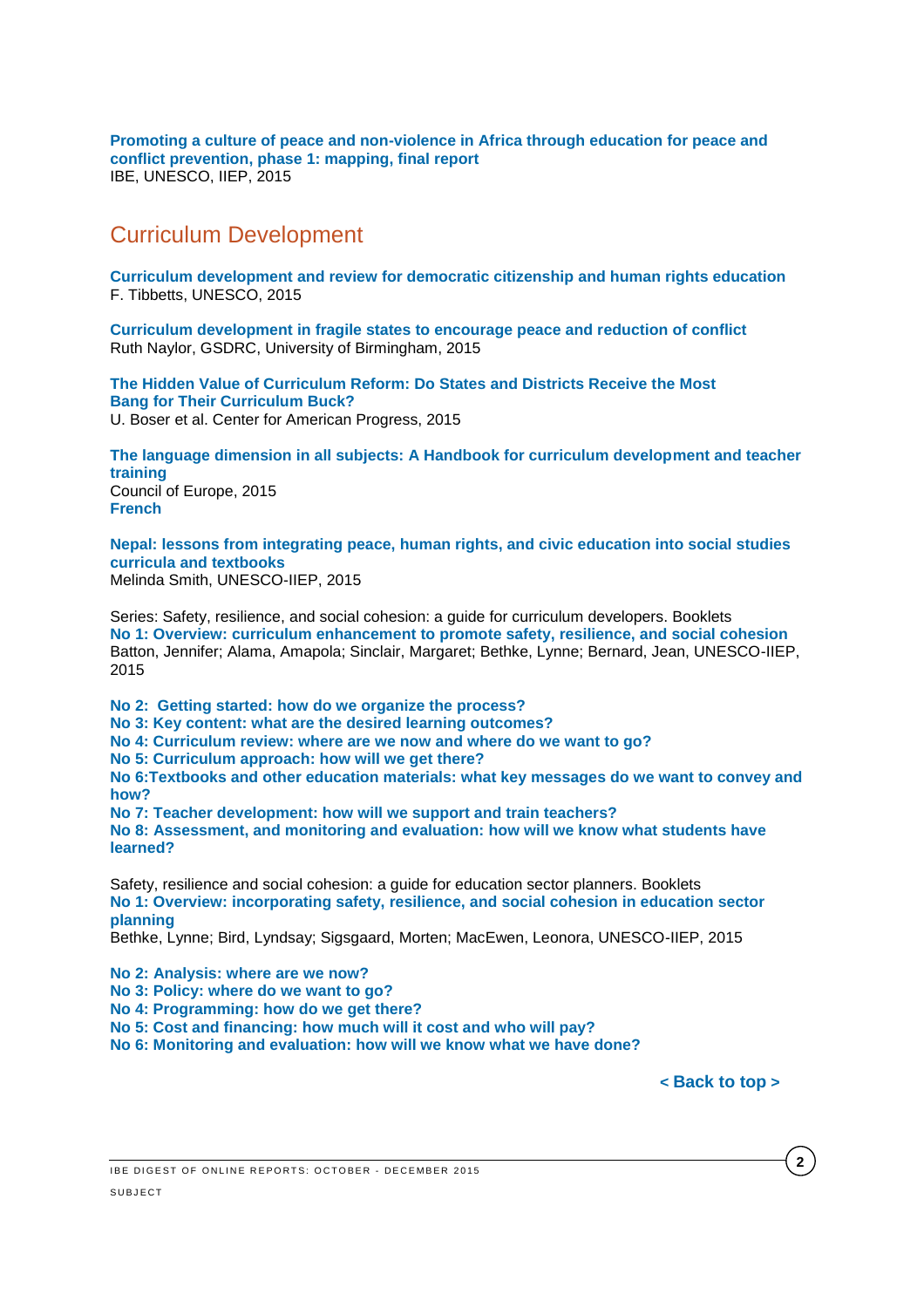**Promoting a culture of peace and non-violence in Africa through education for peace and conflict prevention, phase 1: mapping, final report**
IBE, UNESCO, IIEP, 2015

## Curriculum Development

**Curriculum development and review for democratic citizenship and human rights education**
F. Tibbetts, UNESCO, 2015

**Curriculum development in fragile states to encourage peace and reduction of conflict**
Ruth Naylor, GSDRC, University of Birmingham, 2015

**The Hidden Value of Curriculum Reform: Do States and Districts Receive the Most Bang for Their Curriculum Buck?**
U. Boser et al. Center for American Progress, 2015

**The language dimension in all subjects: A Handbook for curriculum development and teacher training**
Council of Europe, 2015
**French**

**Nepal: lessons from integrating peace, human rights, and civic education into social studies curricula and textbooks**
Melinda Smith, UNESCO-IIEP, 2015

Series: Safety, resilience, and social cohesion: a guide for curriculum developers. Booklets
**No 1: Overview: curriculum enhancement to promote safety, resilience, and social cohesion**
Batton, Jennifer; Alama, Amapola; Sinclair, Margaret; Bethke, Lynne; Bernard, Jean, UNESCO-IIEP, 2015

**No 2: Getting started: how do we organize the process?**
**No 3: Key content: what are the desired learning outcomes?**
**No 4: Curriculum review: where are we now and where do we want to go?**
**No 5: Curriculum approach: how will we get there?**
**No 6:Textbooks and other education materials: what key messages do we want to convey and how?**
**No 7: Teacher development: how will we support and train teachers?**
**No 8: Assessment, and monitoring and evaluation: how will we know what students have learned?**

Safety, resilience and social cohesion: a guide for education sector planners. Booklets
**No 1: Overview: incorporating safety, resilience, and social cohesion in education sector planning**
Bethke, Lynne; Bird, Lyndsay; Sigsgaard, Morten; MacEwen, Leonora, UNESCO-IIEP, 2015

**No 2: Analysis: where are we now?**
**No 3: Policy: where do we want to go?**
**No 4: Programming: how do we get there?**
**No 5: Cost and financing: how much will it cost and who will pay?**
**No 6: Monitoring and evaluation: how will we know what we have done?**

**< Back to top >**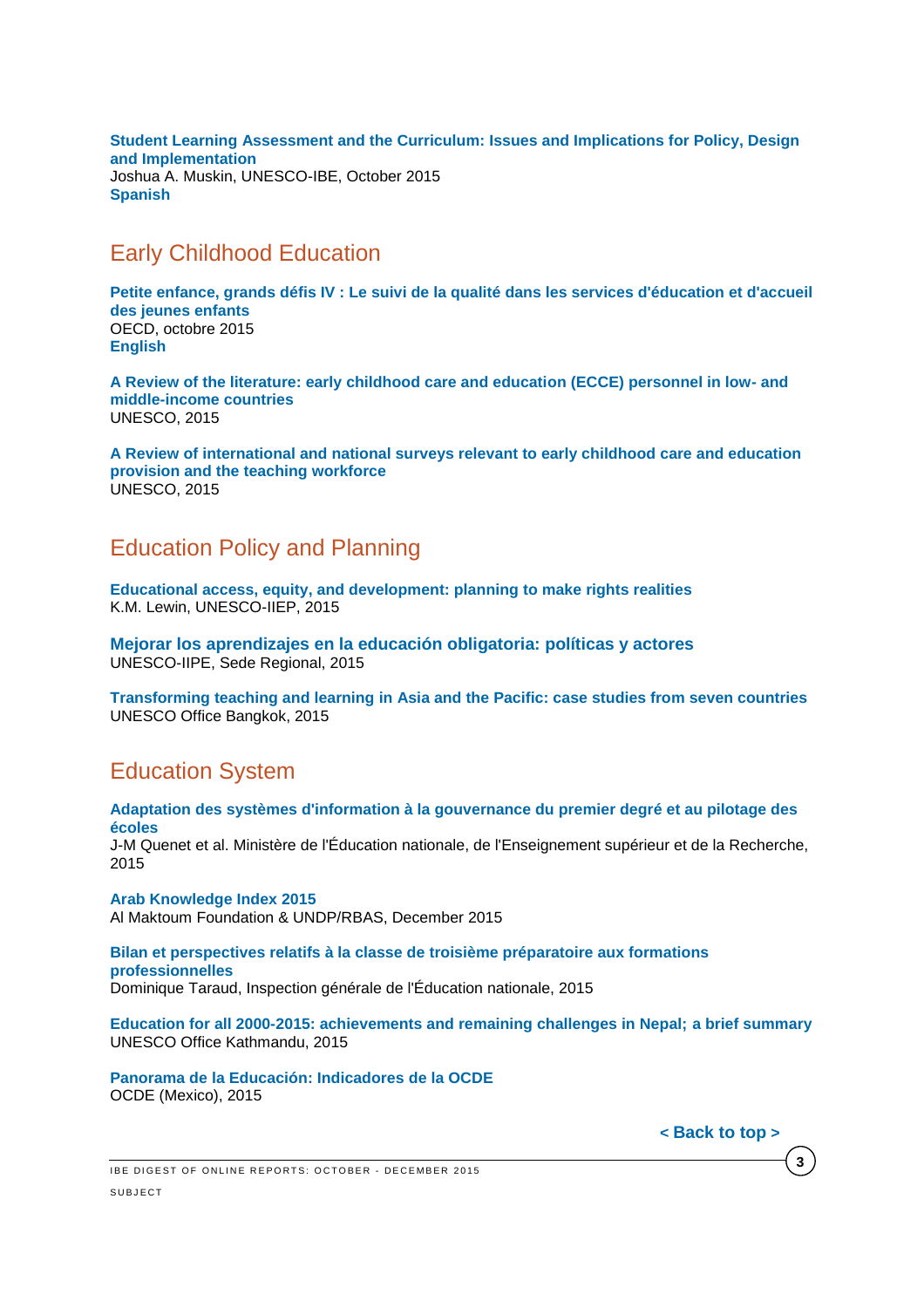**Student Learning Assessment and the Curriculum: Issues and Implications for Policy, Design and Implementation**
Joshua A. Muskin, UNESCO-IBE, October 2015
**Spanish**

## Early Childhood Education

**Petite enfance, grands défis IV : Le suivi de la qualité dans les services d'éducation et d'accueil des jeunes enfants**
OECD, octobre 2015
**English**

**A Review of the literature: early childhood care and education (ECCE) personnel in low- and middle-income countries**
UNESCO, 2015

**A Review of international and national surveys relevant to early childhood care and education provision and the teaching workforce**
UNESCO, 2015

## Education Policy and Planning

**Educational access, equity, and development: planning to make rights realities**
K.M. Lewin, UNESCO-IIEP, 2015

**Mejorar los aprendizajes en la educación obligatoria: políticas y actores**
UNESCO-IIPE, Sede Regional, 2015

**Transforming teaching and learning in Asia and the Pacific: case studies from seven countries**
UNESCO Office Bangkok, 2015

## Education System

**Adaptation des systèmes d'information à la gouvernance du premier degré et au pilotage des écoles**
J-M Quenet et al. Ministère de l'Éducation nationale, de l'Enseignement supérieur et de la Recherche, 2015

**Arab Knowledge Index 2015**
Al Maktoum Foundation & UNDP/RBAS, December 2015

**Bilan et perspectives relatifs à la classe de troisième préparatoire aux formations professionnelles**
Dominique Taraud, Inspection générale de l'Éducation nationale, 2015

**Education for all 2000-2015: achievements and remaining challenges in Nepal; a brief summary**
UNESCO Office Kathmandu, 2015

**Panorama de la Educación: Indicadores de la OCDE**
OCDE (Mexico), 2015

**< Back to top >**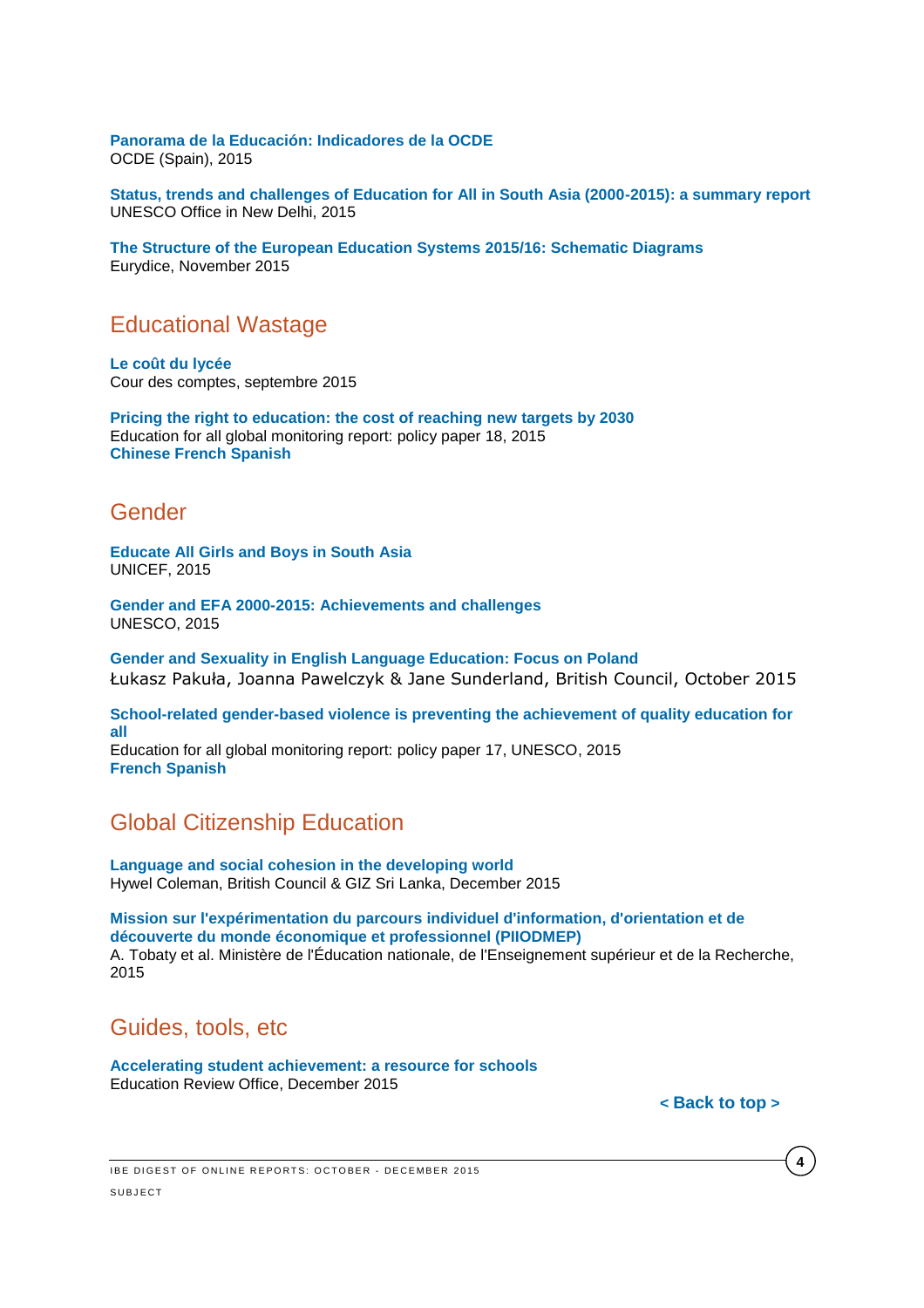**Panorama de la Educación: Indicadores de la OCDE**
OCDE (Spain), 2015

**Status, trends and challenges of Education for All in South Asia (2000-2015): a summary report**
UNESCO Office in New Delhi, 2015

**The Structure of the European Education Systems 2015/16: Schematic Diagrams**
Eurydice, November 2015

## Educational Wastage

**Le coût du lycée**
Cour des comptes, septembre 2015

**Pricing the right to education: the cost of reaching new targets by 2030**
Education for all global monitoring report: policy paper 18, 2015
**Chinese French Spanish**

## Gender

**Educate All Girls and Boys in South Asia**
UNICEF, 2015

**Gender and EFA 2000-2015: Achievements and challenges**
UNESCO, 2015

**Gender and Sexuality in English Language Education: Focus on Poland**
Łukasz Pakuła, Joanna Pawelczyk & Jane Sunderland, British Council, October 2015

**School-related gender-based violence is preventing the achievement of quality education for all**
Education for all global monitoring report: policy paper 17, UNESCO, 2015
**French Spanish**

## Global Citizenship Education

**Language and social cohesion in the developing world**
Hywel Coleman, British Council & GIZ Sri Lanka, December 2015

**Mission sur l'expérimentation du parcours individuel d'information, d'orientation et de découverte du monde économique et professionnel (PIIODMEP)**
A. Tobaty et al. Ministère de l'Éducation nationale, de l'Enseignement supérieur et de la Recherche, 2015

## Guides, tools, etc

**Accelerating student achievement: a resource for schools**
Education Review Office, December 2015

**< Back to top >**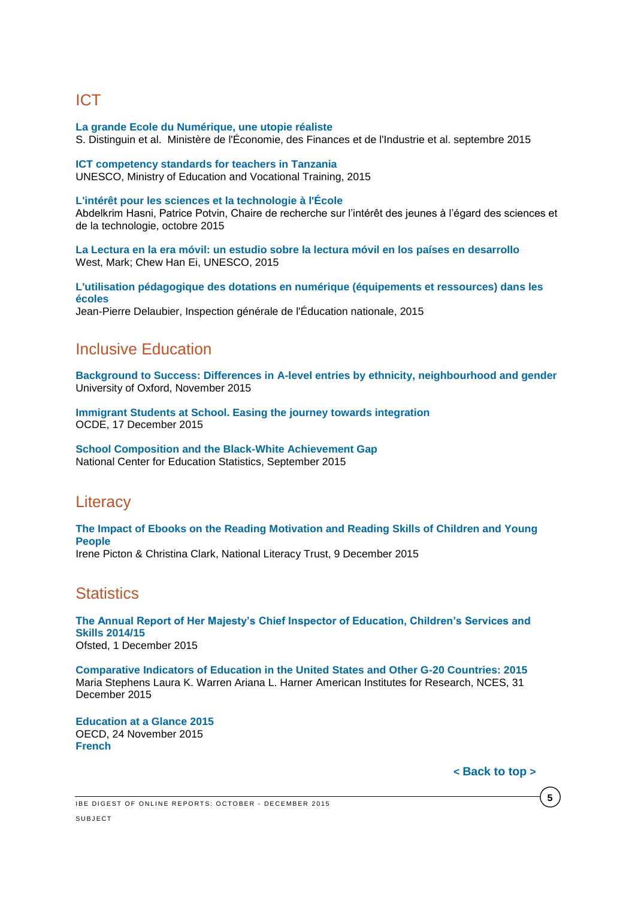## ICT

**La grande Ecole du Numérique, une utopie réaliste**
S. Distinguin et al. Ministère de l'Économie, des Finances et de l'Industrie et al. septembre 2015

**ICT competency standards for teachers in Tanzania**
UNESCO, Ministry of Education and Vocational Training, 2015

**L'intérêt pour les sciences et la technologie à l'École**
Abdelkrim Hasni, Patrice Potvin, Chaire de recherche sur l'intérêt des jeunes à l'égard des sciences et de la technologie, octobre 2015

**La Lectura en la era móvil: un estudio sobre la lectura móvil en los países en desarrollo**
West, Mark; Chew Han Ei, UNESCO, 2015

**L'utilisation pédagogique des dotations en numérique (équipements et ressources) dans les écoles**
Jean-Pierre Delaubier, Inspection générale de l'Éducation nationale, 2015

## Inclusive Education

**Background to Success: Differences in A-level entries by ethnicity, neighbourhood and gender**
University of Oxford, November 2015

**Immigrant Students at School. Easing the journey towards integration**
OCDE, 17 December 2015

**School Composition and the Black-White Achievement Gap**
National Center for Education Statistics, September 2015

## Literacy

**The Impact of Ebooks on the Reading Motivation and Reading Skills of Children and Young People**
Irene Picton & Christina Clark, National Literacy Trust, 9 December 2015

## Statistics

**The Annual Report of Her Majesty's Chief Inspector of Education, Children's Services and Skills 2014/15**
Ofsted, 1 December 2015

**Comparative Indicators of Education in the United States and Other G-20 Countries: 2015**
Maria Stephens Laura K. Warren Ariana L. Harner American Institutes for Research, NCES, 31 December 2015

**Education at a Glance 2015**
OECD, 24 November 2015
**French**

**< Back to top >**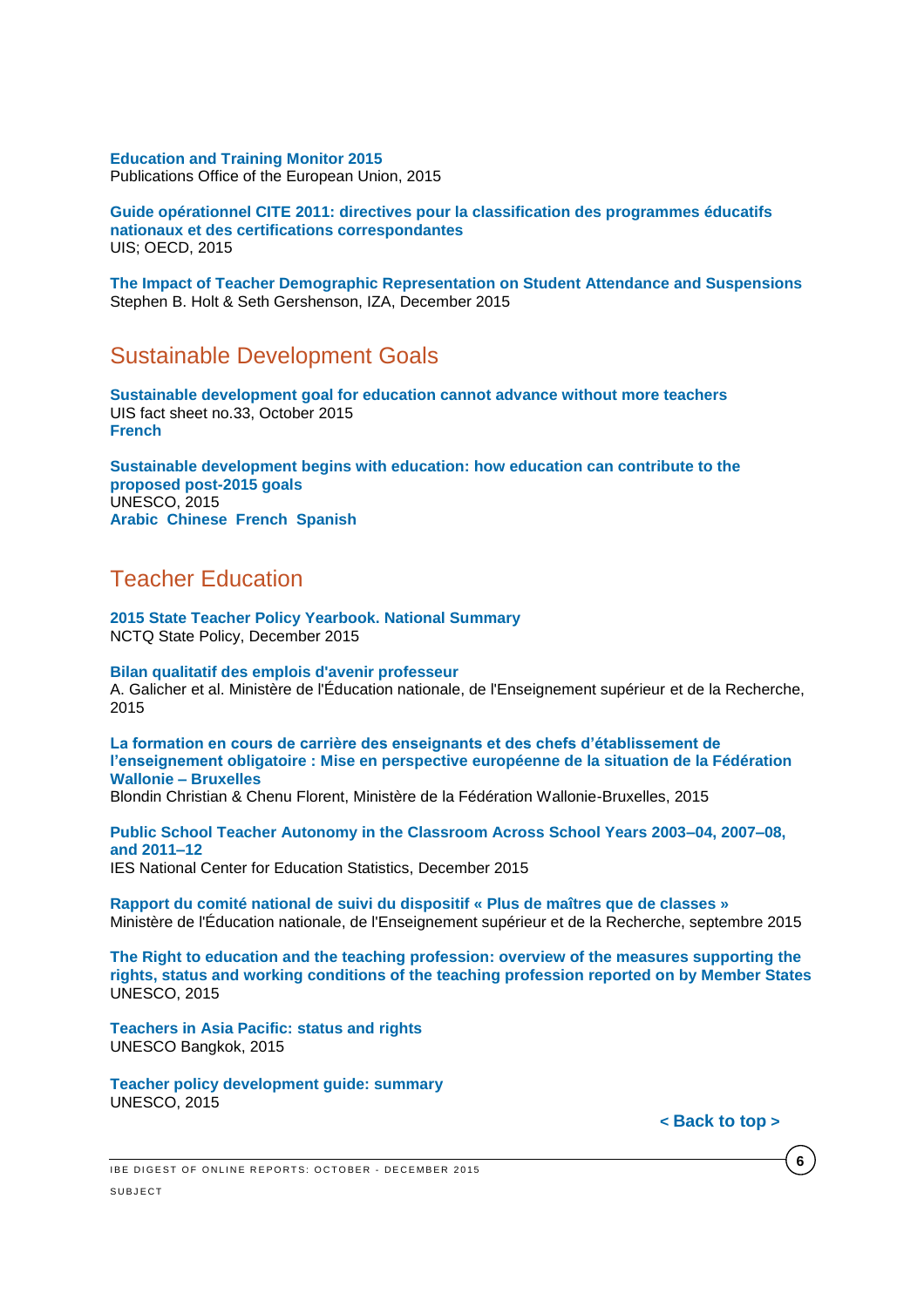**Education and Training Monitor 2015**
Publications Office of the European Union, 2015

**Guide opérationnel CITE 2011: directives pour la classification des programmes éducatifs nationaux et des certifications correspondantes**
UIS; OECD, 2015

**The Impact of Teacher Demographic Representation on Student Attendance and Suspensions**
Stephen B. Holt & Seth Gershenson, IZA, December 2015

## Sustainable Development Goals

**Sustainable development goal for education cannot advance without more teachers**
UIS fact sheet no.33, October 2015
**French**

**Sustainable development begins with education: how education can contribute to the proposed post-2015 goals**
UNESCO, 2015
**Arabic Chinese French Spanish**

## Teacher Education

**2015 State Teacher Policy Yearbook. National Summary**
NCTQ State Policy, December 2015

**Bilan qualitatif des emplois d'avenir professeur**
A. Galicher et al. Ministère de l'Éducation nationale, de l'Enseignement supérieur et de la Recherche, 2015

**La formation en cours de carrière des enseignants et des chefs d'établissement de l'enseignement obligatoire : Mise en perspective européenne de la situation de la Fédération Wallonie – Bruxelles**
Blondin Christian & Chenu Florent, Ministère de la Fédération Wallonie-Bruxelles, 2015

**Public School Teacher Autonomy in the Classroom Across School Years 2003–04, 2007–08, and 2011–12**
IES National Center for Education Statistics, December 2015

**Rapport du comité national de suivi du dispositif « Plus de maîtres que de classes »**
Ministère de l'Éducation nationale, de l'Enseignement supérieur et de la Recherche, septembre 2015

**The Right to education and the teaching profession: overview of the measures supporting the rights, status and working conditions of the teaching profession reported on by Member States**
UNESCO, 2015

**Teachers in Asia Pacific: status and rights**
UNESCO Bangkok, 2015

**Teacher policy development guide: summary**
UNESCO, 2015

**< Back to top >**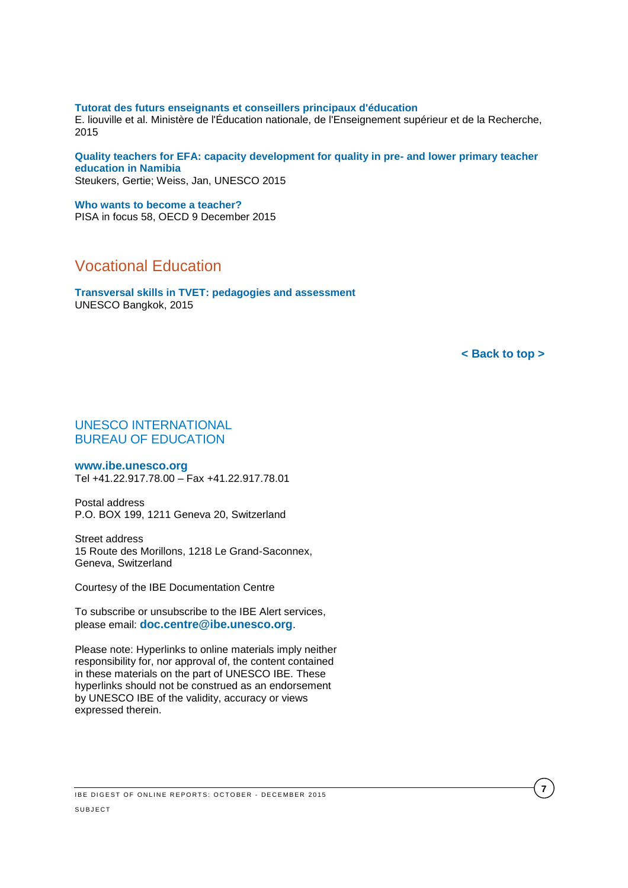**Tutorat des futurs enseignants et conseillers principaux d'éducation**
E. liouville et al. Ministère de l'Éducation nationale, de l'Enseignement supérieur et de la Recherche, 2015

**Quality teachers for EFA: capacity development for quality in pre- and lower primary teacher education in Namibia**
Steukers, Gertie; Weiss, Jan, UNESCO 2015

**Who wants to become a teacher?**
PISA in focus 58, OECD 9 December 2015

## Vocational Education

**Transversal skills in TVET: pedagogies and assessment**
UNESCO Bangkok, 2015

**< Back to top >**

## UNESCO INTERNATIONAL BUREAU OF EDUCATION

**www.ibe.unesco.org**
Tel +41.22.917.78.00 – Fax +41.22.917.78.01

Postal address
P.O. BOX 199, 1211 Geneva 20, Switzerland

Street address
15 Route des Morillons, 1218 Le Grand-Saconnex, Geneva, Switzerland

Courtesy of the IBE Documentation Centre

To subscribe or unsubscribe to the IBE Alert services, please email: **doc.centre@ibe.unesco.org**.

Please note: Hyperlinks to online materials imply neither responsibility for, nor approval of, the content contained in these materials on the part of UNESCO IBE. These hyperlinks should not be construed as an endorsement by UNESCO IBE of the validity, accuracy or views expressed therein.